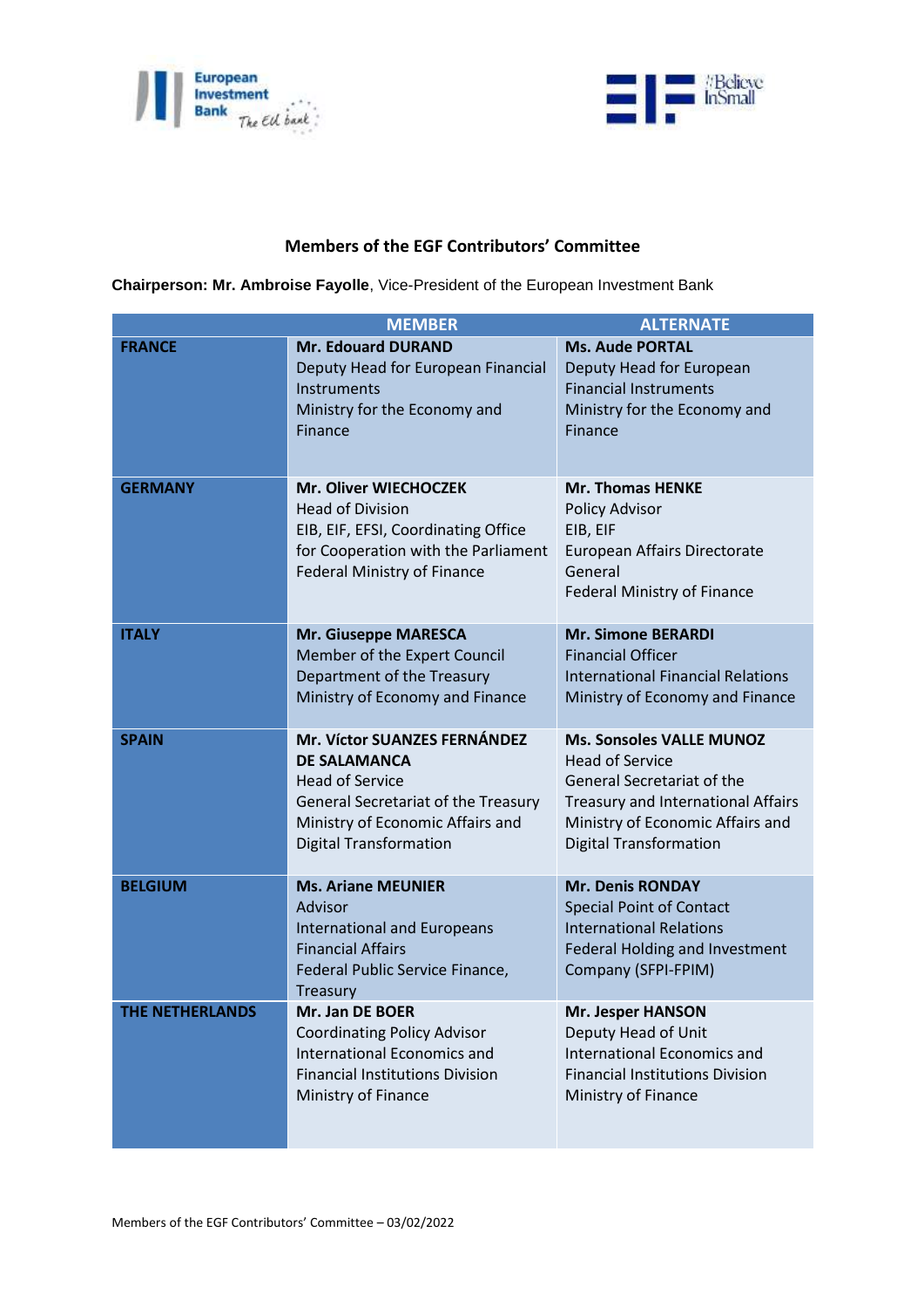## Members of the EGF Contributors' Committee

**Chairperson: Mr. Ambroise Fayolle**, Vice-President of the European Investment Bank

| | MEMBER | ALTERNATE |
|---|---|---|
| **FRANCE** | **Mr. Edouard DURAND**<br>Deputy Head for European Financial Instruments<br>Ministry for the Economy and Finance | **Ms. Aude PORTAL**<br>Deputy Head for European Financial Instruments<br>Ministry for the Economy and Finance |
| **GERMANY** | **Mr. Oliver WIECHOCZEK**<br>Head of Division<br>EIB, EIF, EFSI, Coordinating Office for Cooperation with the Parliament<br>Federal Ministry of Finance | **Mr. Thomas HENKE**<br>Policy Advisor<br>EIB, EIF<br>European Affairs Directorate General<br>Federal Ministry of Finance |
| **ITALY** | **Mr. Giuseppe MARESCA**<br>Member of the Expert Council<br>Department of the Treasury<br>Ministry of Economy and Finance | **Mr. Simone BERARDI**<br>Financial Officer<br>International Financial Relations<br>Ministry of Economy and Finance |
| **SPAIN** | **Mr. Víctor SUANZES FERNÁNDEZ DE SALAMANCA**<br>Head of Service<br>General Secretariat of the Treasury<br>Ministry of Economic Affairs and Digital Transformation | **Ms. Sonsoles VALLE MUNOZ**<br>Head of Service<br>General Secretariat of the Treasury and International Affairs<br>Ministry of Economic Affairs and Digital Transformation |
| **BELGIUM** | **Ms. Ariane MEUNIER**<br>Advisor<br>International and Europeans Financial Affairs<br>Federal Public Service Finance, Treasury | **Mr. Denis RONDAY**<br>Special Point of Contact<br>International Relations<br>Federal Holding and Investment Company (SFPI-FPIM) |
| **THE NETHERLANDS** | **Mr. Jan DE BOER**<br>Coordinating Policy Advisor<br>International Economics and Financial Institutions Division<br>Ministry of Finance | **Mr. Jesper HANSON**<br>Deputy Head of Unit<br>International Economics and Financial Institutions Division<br>Ministry of Finance |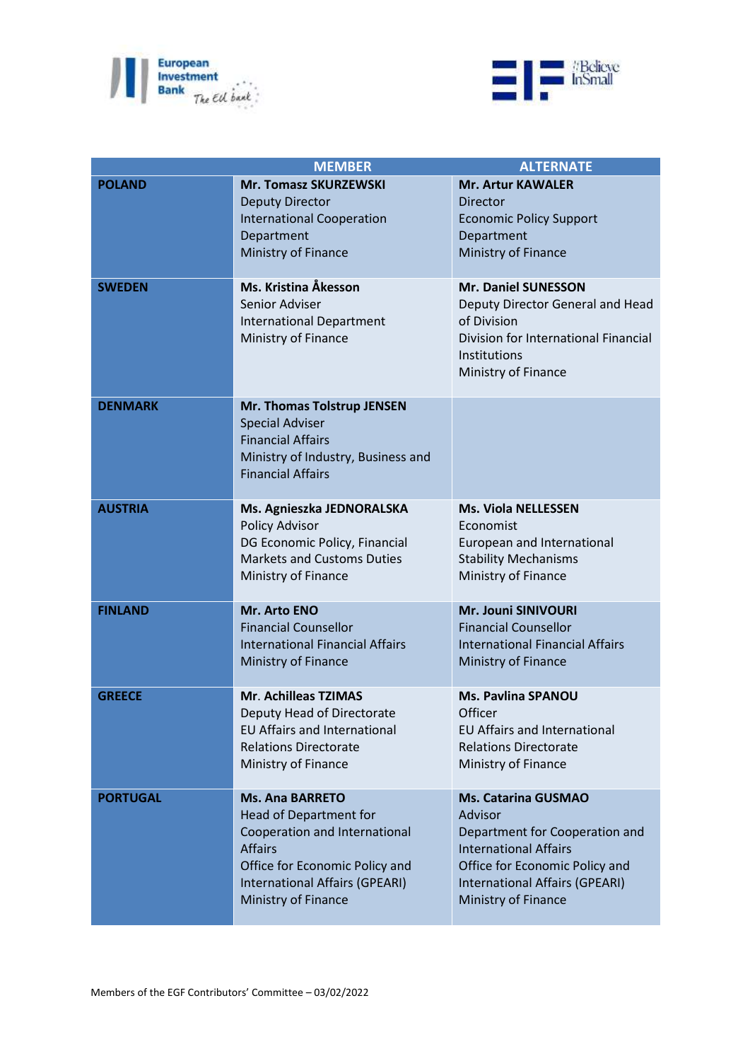| | MEMBER | ALTERNATE |
|---|---|---|
| **POLAND** | **Mr. Tomasz SKURZEWSKI**<br>Deputy Director<br>International Cooperation Department<br>Ministry of Finance | **Mr. Artur KAWALER**<br>Director<br>Economic Policy Support Department<br>Ministry of Finance |
| **SWEDEN** | **Ms. Kristina Åkesson**<br>Senior Adviser<br>International Department<br>Ministry of Finance | **Mr. Daniel SUNESSON**<br>Deputy Director General and Head of Division<br>Division for International Financial Institutions<br>Ministry of Finance |
| **DENMARK** | **Mr. Thomas Tolstrup JENSEN**<br>Special Adviser<br>Financial Affairs<br>Ministry of Industry, Business and Financial Affairs | |
| **AUSTRIA** | **Ms. Agnieszka JEDNORALSKA**<br>Policy Advisor<br>DG Economic Policy, Financial Markets and Customs Duties<br>Ministry of Finance | **Ms. Viola NELLESSEN**<br>Economist<br>European and International Stability Mechanisms<br>Ministry of Finance |
| **FINLAND** | **Mr. Arto ENO**<br>Financial Counsellor<br>International Financial Affairs<br>Ministry of Finance | **Mr. Jouni SINIVOURI**<br>Financial Counsellor<br>International Financial Affairs<br>Ministry of Finance |
| **GREECE** | **Mr. Achilleas TZIMAS**<br>Deputy Head of Directorate<br>EU Affairs and International Relations Directorate<br>Ministry of Finance | **Ms. Pavlina SPANOU**<br>Officer<br>EU Affairs and International Relations Directorate<br>Ministry of Finance |
| **PORTUGAL** | **Ms. Ana BARRETO**<br>Head of Department for Cooperation and International Affairs<br>Office for Economic Policy and International Affairs (GPEARI)<br>Ministry of Finance | **Ms. Catarina GUSMAO**<br>Advisor<br>Department for Cooperation and International Affairs<br>Office for Economic Policy and International Affairs (GPEARI)<br>Ministry of Finance |

Members of the EGF Contributors' Committee – 03/02/2022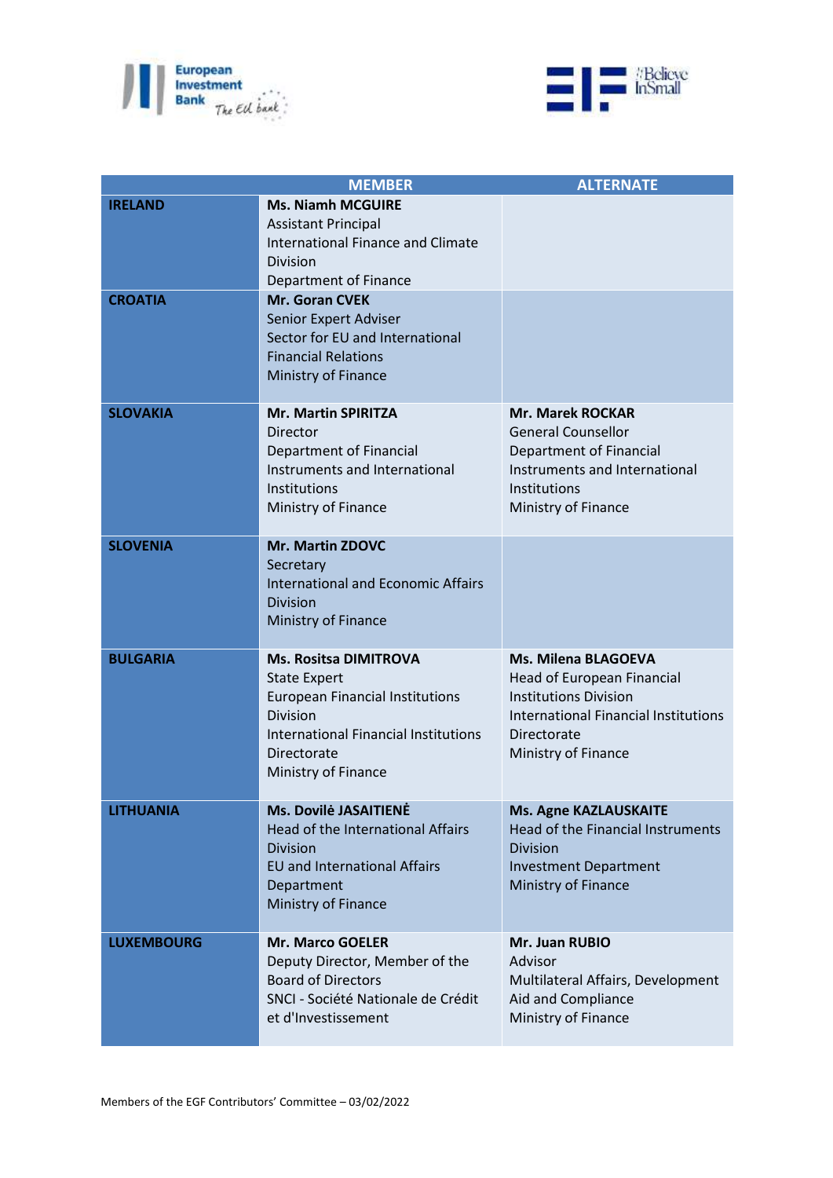| | MEMBER | ALTERNATE |
|---|---|---|
| **IRELAND** | **Ms. Niamh MCGUIRE**<br>Assistant Principal<br>International Finance and Climate Division<br>Department of Finance | |
| **CROATIA** | **Mr. Goran CVEK**<br>Senior Expert Adviser<br>Sector for EU and International Financial Relations<br>Ministry of Finance | |
| **SLOVAKIA** | **Mr. Martin SPIRITZA**<br>Director<br>Department of Financial Instruments and International Institutions<br>Ministry of Finance | **Mr. Marek ROCKAR**<br>General Counsellor<br>Department of Financial Instruments and International Institutions<br>Ministry of Finance |
| **SLOVENIA** | **Mr. Martin ZDOVC**<br>Secretary<br>International and Economic Affairs Division<br>Ministry of Finance | |
| **BULGARIA** | **Ms. Rositsa DIMITROVA**<br>State Expert<br>European Financial Institutions Division<br>International Financial Institutions Directorate<br>Ministry of Finance | **Ms. Milena BLAGOEVA**<br>Head of European Financial Institutions Division<br>International Financial Institutions Directorate<br>Ministry of Finance |
| **LITHUANIA** | **Ms. Dovilė JASAITIENĖ**<br>Head of the International Affairs Division<br>EU and International Affairs Department<br>Ministry of Finance | **Ms. Agne KAZLAUSKAITE**<br>Head of the Financial Instruments Division<br>Investment Department<br>Ministry of Finance |
| **LUXEMBOURG** | **Mr. Marco GOELER**<br>Deputy Director, Member of the Board of Directors<br>SNCI - Société Nationale de Crédit et d'Investissement | **Mr. Juan RUBIO**<br>Advisor<br>Multilateral Affairs, Development Aid and Compliance<br>Ministry of Finance |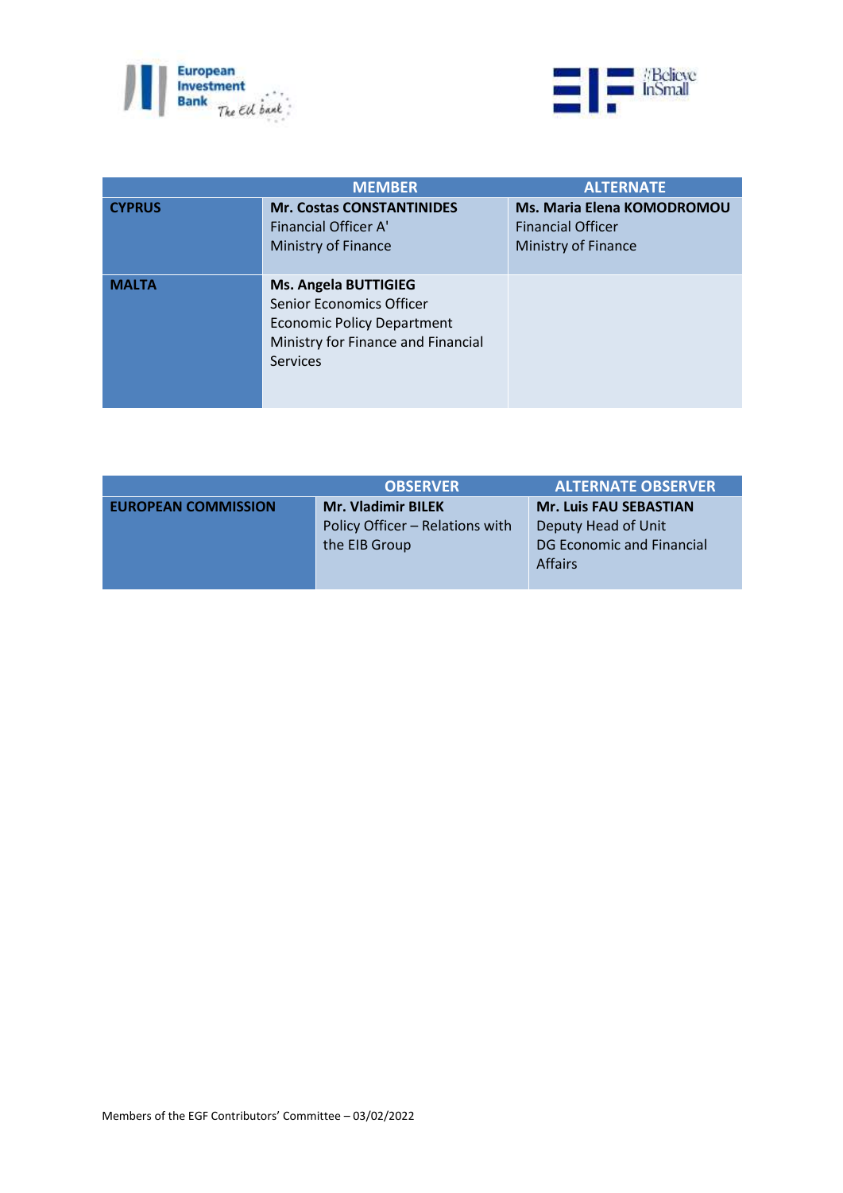| | MEMBER | ALTERNATE |
|---|---|---|
| **CYPRUS** | **Mr. Costas CONSTANTINIDES**<br>Financial Officer A'<br>Ministry of Finance | **Ms. Maria Elena KOMODROMOU**<br>Financial Officer<br>Ministry of Finance |
| **MALTA** | **Ms. Angela BUTTIGIEG**<br>Senior Economics Officer<br>Economic Policy Department<br>Ministry for Finance and Financial Services | |

| | OBSERVER | ALTERNATE OBSERVER |
|---|---|---|
| **EUROPEAN COMMISSION** | **Mr. Vladimir BILEK**<br>Policy Officer – Relations with the EIB Group | **Mr. Luis FAU SEBASTIAN**<br>Deputy Head of Unit<br>DG Economic and Financial Affairs |

Members of the EGF Contributors' Committee – 03/02/2022